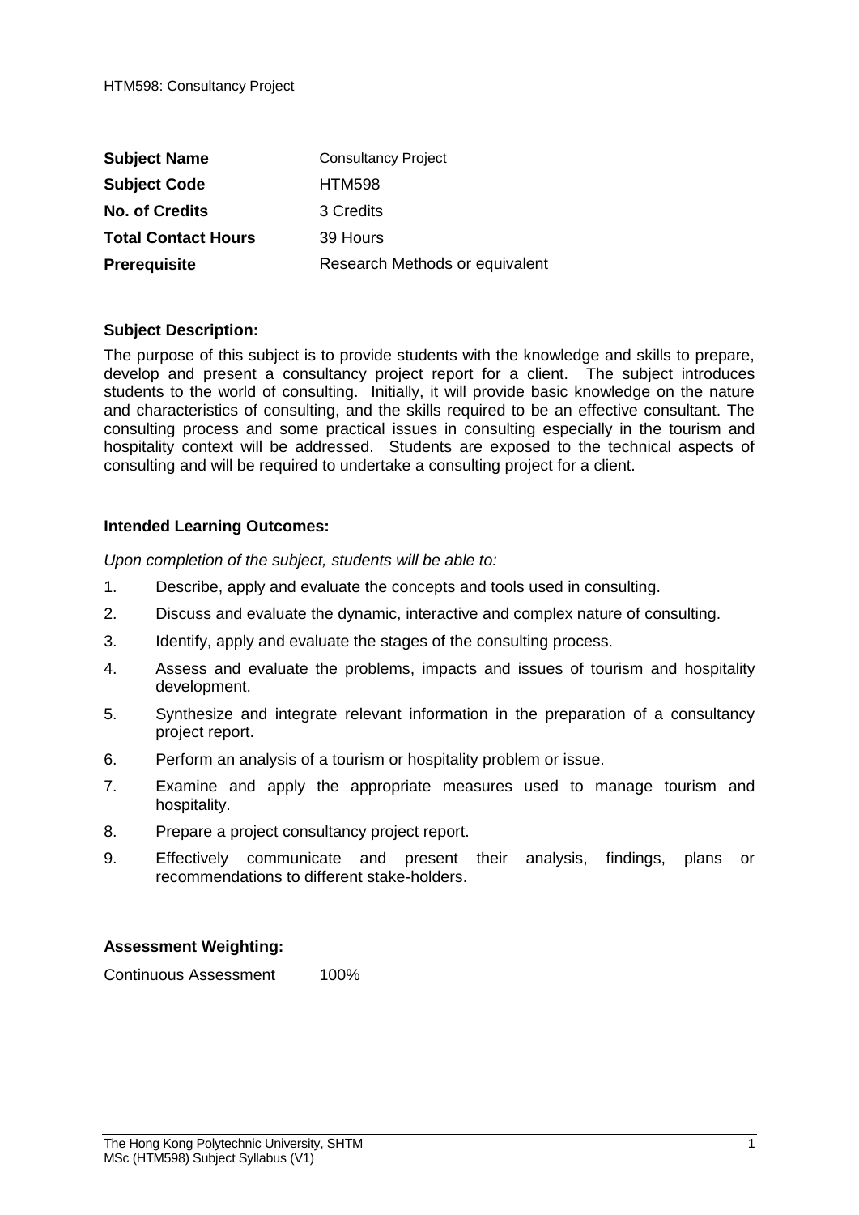| | |
|---|---|
| **Subject Name** | Consultancy Project |
| **Subject Code** | HTM598 |
| **No. of Credits** | 3 Credits |
| **Total Contact Hours** | 39 Hours |
| **Prerequisite** | Research Methods or equivalent |

**Subject Description:**

The purpose of this subject is to provide students with the knowledge and skills to prepare, develop and present a consultancy project report for a client. The subject introduces students to the world of consulting. Initially, it will provide basic knowledge on the nature and characteristics of consulting, and the skills required to be an effective consultant. The consulting process and some practical issues in consulting especially in the tourism and hospitality context will be addressed. Students are exposed to the technical aspects of consulting and will be required to undertake a consulting project for a client.

**Intended Learning Outcomes:**

*Upon completion of the subject, students will be able to:*

1. Describe, apply and evaluate the concepts and tools used in consulting.
2. Discuss and evaluate the dynamic, interactive and complex nature of consulting.
3. Identify, apply and evaluate the stages of the consulting process.
4. Assess and evaluate the problems, impacts and issues of tourism and hospitality development.
5. Synthesize and integrate relevant information in the preparation of a consultancy project report.
6. Perform an analysis of a tourism or hospitality problem or issue.
7. Examine and apply the appropriate measures used to manage tourism and hospitality.
8. Prepare a project consultancy project report.
9. Effectively communicate and present their analysis, findings, plans or recommendations to different stake-holders.

**Assessment Weighting:**

Continuous Assessment 100%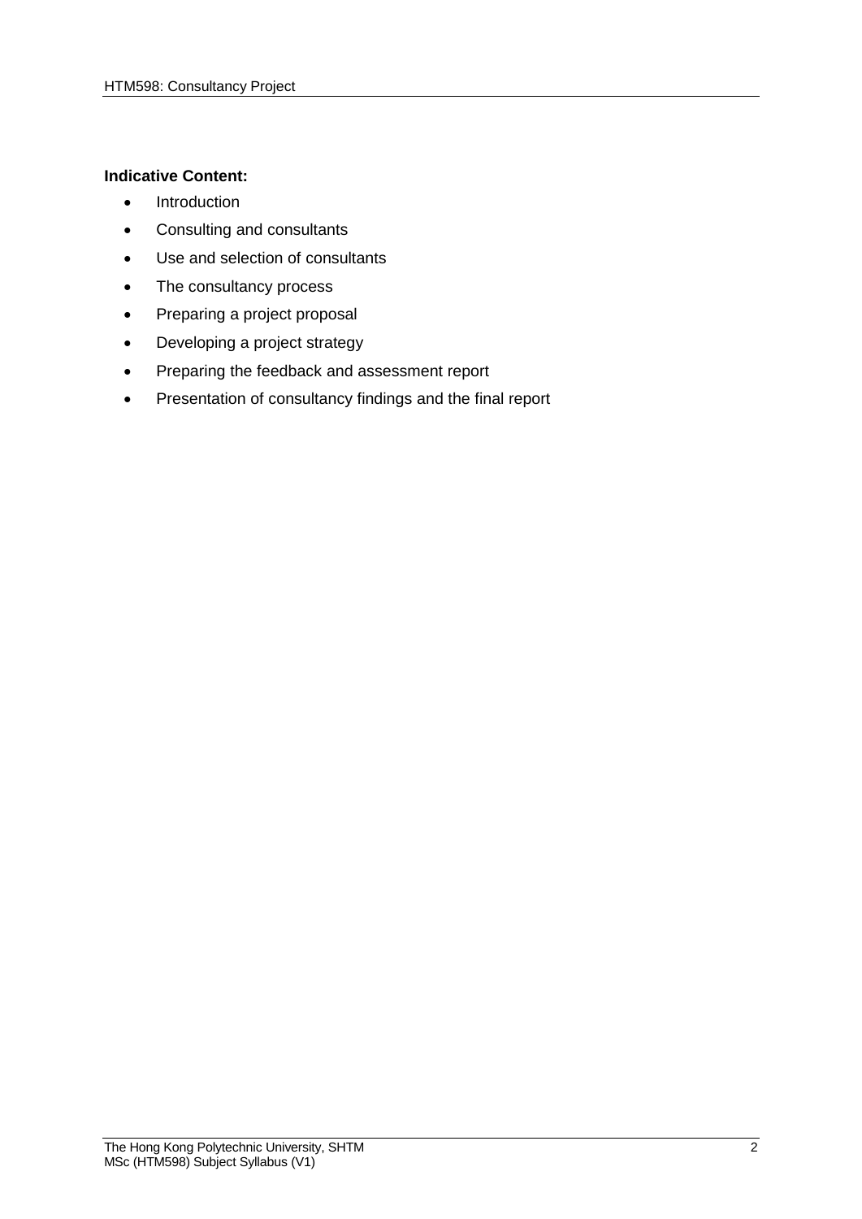**Indicative Content:**

- Introduction
- Consulting and consultants
- Use and selection of consultants
- The consultancy process
- Preparing a project proposal
- Developing a project strategy
- Preparing the feedback and assessment report
- Presentation of consultancy findings and the final report